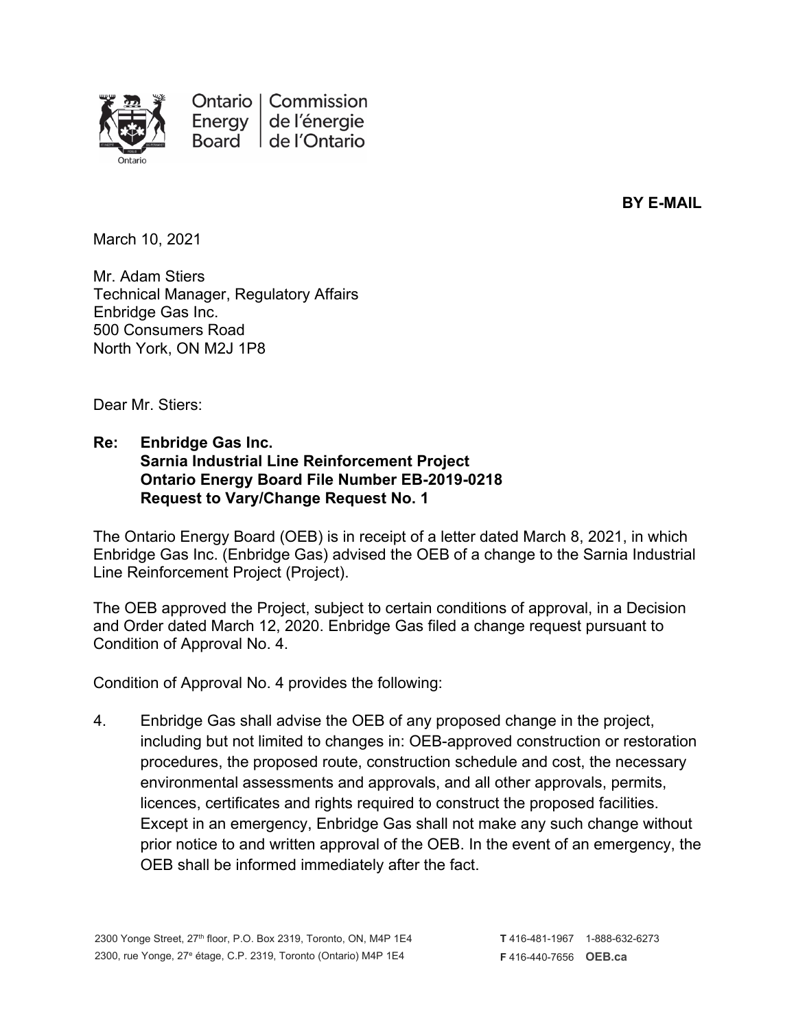Ontario Energy Board | Commission de l'énergie de l'Ontario

**BY E-MAIL**

March 10, 2021

Mr. Adam Stiers
Technical Manager, Regulatory Affairs
Enbridge Gas Inc.
500 Consumers Road
North York, ON M2J 1P8

Dear Mr. Stiers:

**Re: Enbridge Gas Inc.**
**Sarnia Industrial Line Reinforcement Project**
**Ontario Energy Board File Number EB-2019-0218**
**Request to Vary/Change Request No. 1**

The Ontario Energy Board (OEB) is in receipt of a letter dated March 8, 2021, in which Enbridge Gas Inc. (Enbridge Gas) advised the OEB of a change to the Sarnia Industrial Line Reinforcement Project (Project).

The OEB approved the Project, subject to certain conditions of approval, in a Decision and Order dated March 12, 2020. Enbridge Gas filed a change request pursuant to Condition of Approval No. 4.

Condition of Approval No. 4 provides the following:

4. Enbridge Gas shall advise the OEB of any proposed change in the project, including but not limited to changes in: OEB-approved construction or restoration procedures, the proposed route, construction schedule and cost, the necessary environmental assessments and approvals, and all other approvals, permits, licences, certificates and rights required to construct the proposed facilities. Except in an emergency, Enbridge Gas shall not make any such change without prior notice to and written approval of the OEB. In the event of an emergency, the OEB shall be informed immediately after the fact.

2300 Yonge Street, 27th floor, P.O. Box 2319, Toronto, ON, M4P 1E4
2300, rue Yonge, 27e étage, C.P. 2319, Toronto (Ontario) M4P 1E4

T 416-481-1967 1-888-632-6273
F 416-440-7656 OEB.ca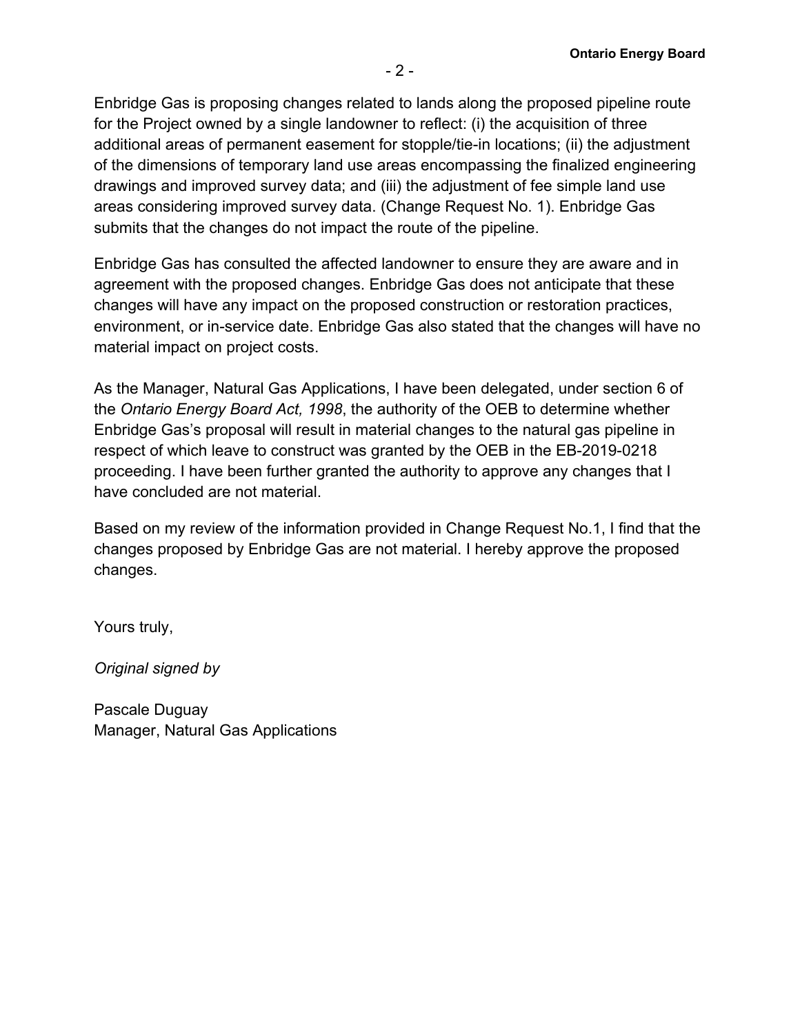Enbridge Gas is proposing changes related to lands along the proposed pipeline route for the Project owned by a single landowner to reflect: (i) the acquisition of three additional areas of permanent easement for stopple/tie-in locations; (ii) the adjustment of the dimensions of temporary land use areas encompassing the finalized engineering drawings and improved survey data; and (iii) the adjustment of fee simple land use areas considering improved survey data. (Change Request No. 1). Enbridge Gas submits that the changes do not impact the route of the pipeline.

Enbridge Gas has consulted the affected landowner to ensure they are aware and in agreement with the proposed changes. Enbridge Gas does not anticipate that these changes will have any impact on the proposed construction or restoration practices, environment, or in-service date. Enbridge Gas also stated that the changes will have no material impact on project costs.

As the Manager, Natural Gas Applications, I have been delegated, under section 6 of the *Ontario Energy Board Act, 1998*, the authority of the OEB to determine whether Enbridge Gas's proposal will result in material changes to the natural gas pipeline in respect of which leave to construct was granted by the OEB in the EB-2019-0218 proceeding. I have been further granted the authority to approve any changes that I have concluded are not material.

Based on my review of the information provided in Change Request No.1, I find that the changes proposed by Enbridge Gas are not material. I hereby approve the proposed changes.

Yours truly,

*Original signed by*

Pascale Duguay
Manager, Natural Gas Applications